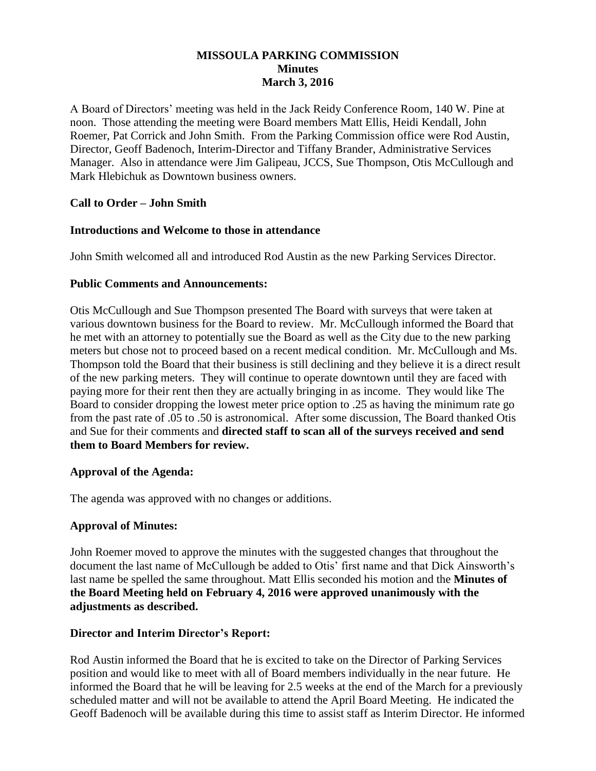# MISSOULA PARKING COMMISSION
## Minutes
### March 3, 2016

A Board of Directors' meeting was held in the Jack Reidy Conference Room, 140 W. Pine at noon. Those attending the meeting were Board members Matt Ellis, Heidi Kendall, John Roemer, Pat Corrick and John Smith. From the Parking Commission office were Rod Austin, Director, Geoff Badenoch, Interim-Director and Tiffany Brander, Administrative Services Manager. Also in attendance were Jim Galipeau, JCCS, Sue Thompson, Otis McCullough and Mark Hlebichuk as Downtown business owners.

**Call to Order – John Smith**

**Introductions and Welcome to those in attendance**

John Smith welcomed all and introduced Rod Austin as the new Parking Services Director.

**Public Comments and Announcements:**

Otis McCullough and Sue Thompson presented The Board with surveys that were taken at various downtown business for the Board to review. Mr. McCullough informed the Board that he met with an attorney to potentially sue the Board as well as the City due to the new parking meters but chose not to proceed based on a recent medical condition. Mr. McCullough and Ms. Thompson told the Board that their business is still declining and they believe it is a direct result of the new parking meters. They will continue to operate downtown until they are faced with paying more for their rent then they are actually bringing in as income. They would like The Board to consider dropping the lowest meter price option to .25 as having the minimum rate go from the past rate of .05 to .50 is astronomical. After some discussion, The Board thanked Otis and Sue for their comments and **directed staff to scan all of the surveys received and send them to Board Members for review.**

**Approval of the Agenda:**

The agenda was approved with no changes or additions.

**Approval of Minutes:**

John Roemer moved to approve the minutes with the suggested changes that throughout the document the last name of McCullough be added to Otis' first name and that Dick Ainsworth's last name be spelled the same throughout. Matt Ellis seconded his motion and the **Minutes of the Board Meeting held on February 4, 2016 were approved unanimously with the adjustments as described.**

**Director and Interim Director's Report:**

Rod Austin informed the Board that he is excited to take on the Director of Parking Services position and would like to meet with all of Board members individually in the near future. He informed the Board that he will be leaving for 2.5 weeks at the end of the March for a previously scheduled matter and will not be available to attend the April Board Meeting. He indicated the Geoff Badenoch will be available during this time to assist staff as Interim Director. He informed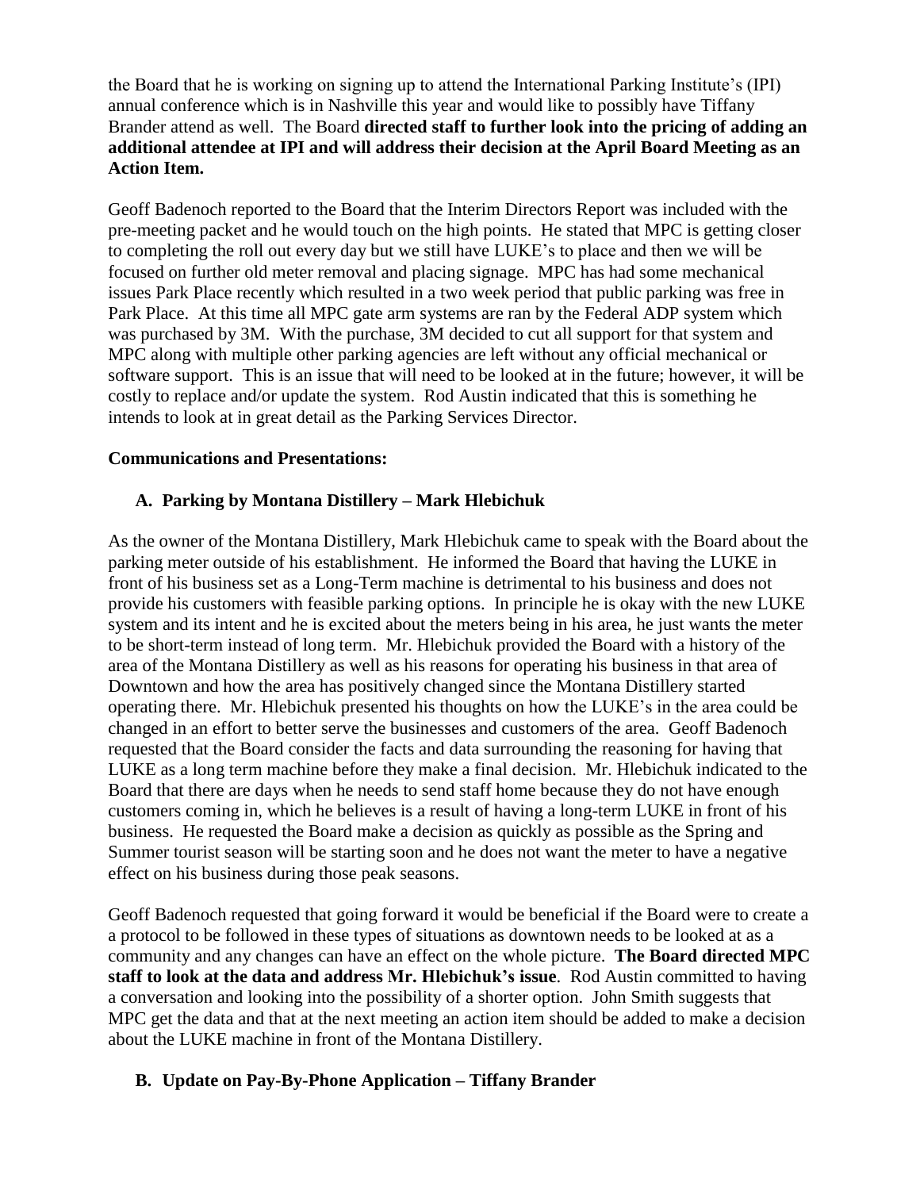the Board that he is working on signing up to attend the International Parking Institute's (IPI) annual conference which is in Nashville this year and would like to possibly have Tiffany Brander attend as well. The Board **directed staff to further look into the pricing of adding an additional attendee at IPI and will address their decision at the April Board Meeting as an Action Item.**

Geoff Badenoch reported to the Board that the Interim Directors Report was included with the pre-meeting packet and he would touch on the high points. He stated that MPC is getting closer to completing the roll out every day but we still have LUKE's to place and then we will be focused on further old meter removal and placing signage. MPC has had some mechanical issues Park Place recently which resulted in a two week period that public parking was free in Park Place. At this time all MPC gate arm systems are ran by the Federal ADP system which was purchased by 3M. With the purchase, 3M decided to cut all support for that system and MPC along with multiple other parking agencies are left without any official mechanical or software support. This is an issue that will need to be looked at in the future; however, it will be costly to replace and/or update the system. Rod Austin indicated that this is something he intends to look at in great detail as the Parking Services Director.

**Communications and Presentations:**

**A. Parking by Montana Distillery – Mark Hlebichuk**

As the owner of the Montana Distillery, Mark Hlebichuk came to speak with the Board about the parking meter outside of his establishment. He informed the Board that having the LUKE in front of his business set as a Long-Term machine is detrimental to his business and does not provide his customers with feasible parking options. In principle he is okay with the new LUKE system and its intent and he is excited about the meters being in his area, he just wants the meter to be short-term instead of long term. Mr. Hlebichuk provided the Board with a history of the area of the Montana Distillery as well as his reasons for operating his business in that area of Downtown and how the area has positively changed since the Montana Distillery started operating there. Mr. Hlebichuk presented his thoughts on how the LUKE's in the area could be changed in an effort to better serve the businesses and customers of the area. Geoff Badenoch requested that the Board consider the facts and data surrounding the reasoning for having that LUKE as a long term machine before they make a final decision. Mr. Hlebichuk indicated to the Board that there are days when he needs to send staff home because they do not have enough customers coming in, which he believes is a result of having a long-term LUKE in front of his business. He requested the Board make a decision as quickly as possible as the Spring and Summer tourist season will be starting soon and he does not want the meter to have a negative effect on his business during those peak seasons.

Geoff Badenoch requested that going forward it would be beneficial if the Board were to create a a protocol to be followed in these types of situations as downtown needs to be looked at as a community and any changes can have an effect on the whole picture. **The Board directed MPC staff to look at the data and address Mr. Hlebichuk's issue**. Rod Austin committed to having a conversation and looking into the possibility of a shorter option. John Smith suggests that MPC get the data and that at the next meeting an action item should be added to make a decision about the LUKE machine in front of the Montana Distillery.

**B. Update on Pay-By-Phone Application – Tiffany Brander**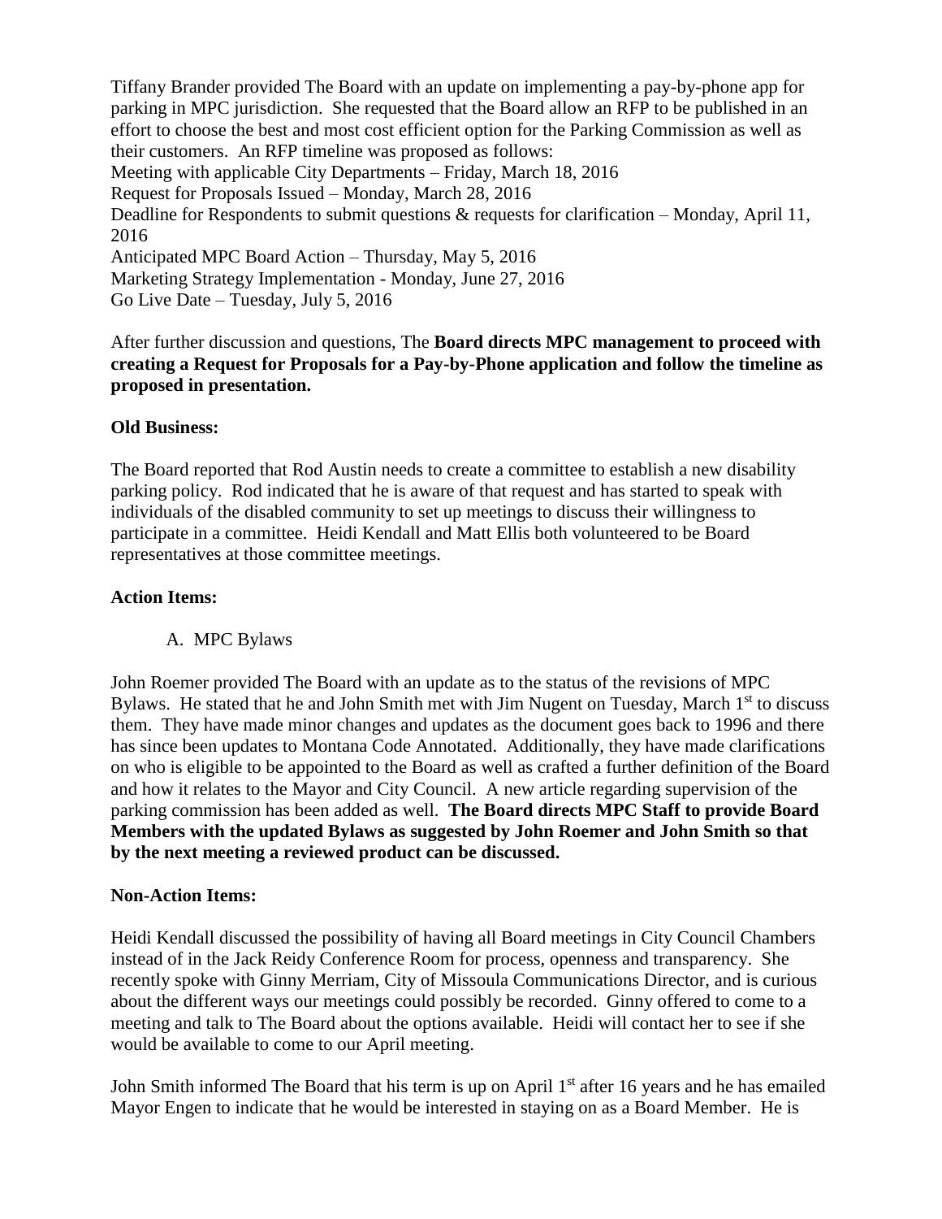Tiffany Brander provided The Board with an update on implementing a pay-by-phone app for parking in MPC jurisdiction. She requested that the Board allow an RFP to be published in an effort to choose the best and most cost efficient option for the Parking Commission as well as their customers. An RFP timeline was proposed as follows:
Meeting with applicable City Departments – Friday, March 18, 2016
Request for Proposals Issued – Monday, March 28, 2016
Deadline for Respondents to submit questions & requests for clarification – Monday, April 11, 2016
Anticipated MPC Board Action – Thursday, May 5, 2016
Marketing Strategy Implementation - Monday, June 27, 2016
Go Live Date – Tuesday, July 5, 2016

After further discussion and questions, The **Board directs MPC management to proceed with creating a Request for Proposals for a Pay-by-Phone application and follow the timeline as proposed in presentation.**

**Old Business:**

The Board reported that Rod Austin needs to create a committee to establish a new disability parking policy. Rod indicated that he is aware of that request and has started to speak with individuals of the disabled community to set up meetings to discuss their willingness to participate in a committee. Heidi Kendall and Matt Ellis both volunteered to be Board representatives at those committee meetings.

**Action Items:**

A. MPC Bylaws

John Roemer provided The Board with an update as to the status of the revisions of MPC Bylaws. He stated that he and John Smith met with Jim Nugent on Tuesday, March 1st to discuss them. They have made minor changes and updates as the document goes back to 1996 and there has since been updates to Montana Code Annotated. Additionally, they have made clarifications on who is eligible to be appointed to the Board as well as crafted a further definition of the Board and how it relates to the Mayor and City Council. A new article regarding supervision of the parking commission has been added as well. **The Board directs MPC Staff to provide Board Members with the updated Bylaws as suggested by John Roemer and John Smith so that by the next meeting a reviewed product can be discussed.**

**Non-Action Items:**

Heidi Kendall discussed the possibility of having all Board meetings in City Council Chambers instead of in the Jack Reidy Conference Room for process, openness and transparency. She recently spoke with Ginny Merriam, City of Missoula Communications Director, and is curious about the different ways our meetings could possibly be recorded. Ginny offered to come to a meeting and talk to The Board about the options available. Heidi will contact her to see if she would be available to come to our April meeting.

John Smith informed The Board that his term is up on April 1st after 16 years and he has emailed Mayor Engen to indicate that he would be interested in staying on as a Board Member. He is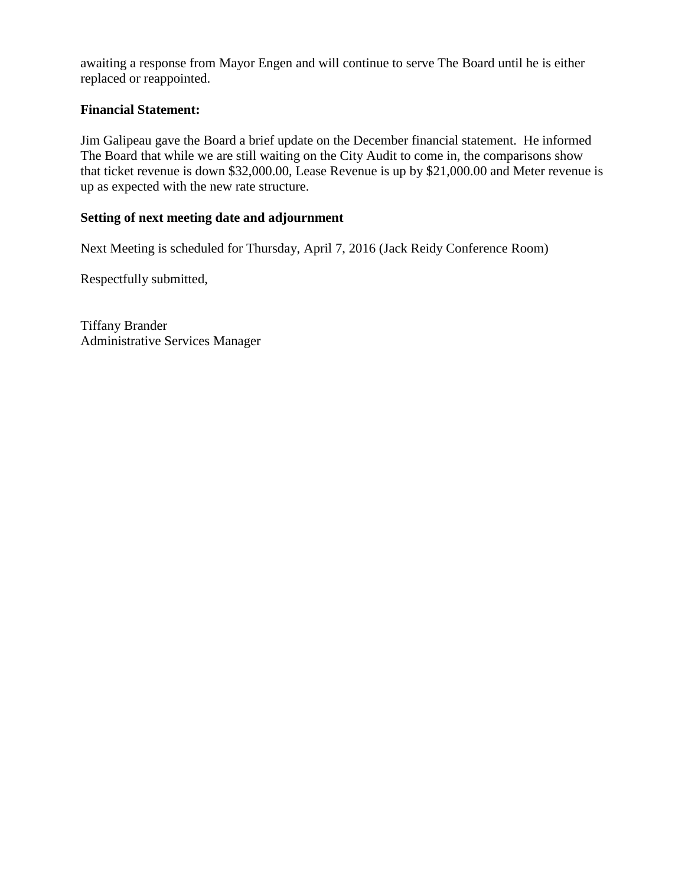awaiting a response from Mayor Engen and will continue to serve The Board until he is either replaced or reappointed.

**Financial Statement:**

Jim Galipeau gave the Board a brief update on the December financial statement. He informed The Board that while we are still waiting on the City Audit to come in, the comparisons show that ticket revenue is down $32,000.00, Lease Revenue is up by $21,000.00 and Meter revenue is up as expected with the new rate structure.

**Setting of next meeting date and adjournment**

Next Meeting is scheduled for Thursday, April 7, 2016 (Jack Reidy Conference Room)

Respectfully submitted,

Tiffany Brander
Administrative Services Manager